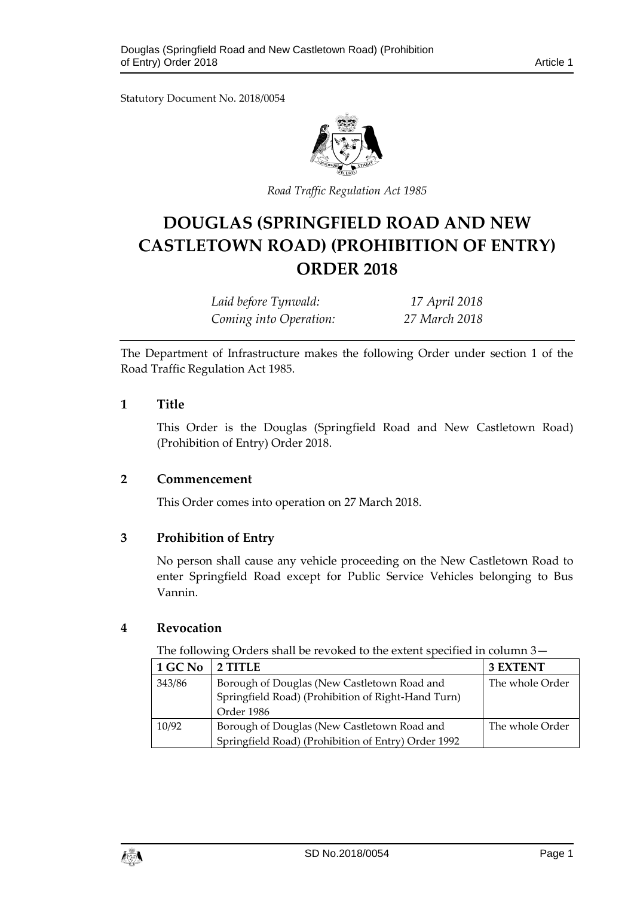Statutory Document No. 2018/0054

*Road Traffic Regulation Act 1985*

# DOUGLAS (SPRINGFIELD ROAD AND NEW CASTLETOWN ROAD) (PROHIBITION OF ENTRY) ORDER 2018

| | |
|---|---|
| *Laid before Tynwald:* | *17 April 2018* |
| *Coming into Operation:* | *27 March 2018* |

The Department of Infrastructure makes the following Order under section 1 of the Road Traffic Regulation Act 1985.

## 1 Title

This Order is the Douglas (Springfield Road and New Castletown Road) (Prohibition of Entry) Order 2018.

## 2 Commencement

This Order comes into operation on 27 March 2018.

## 3 Prohibition of Entry

No person shall cause any vehicle proceeding on the New Castletown Road to enter Springfield Road except for Public Service Vehicles belonging to Bus Vannin.

## 4 Revocation

The following Orders shall be revoked to the extent specified in column 3—

| 1 GC No | 2 TITLE | 3 EXTENT |
|---|---|---|
| 343/86 | Borough of Douglas (New Castletown Road and Springfield Road) (Prohibition of Right-Hand Turn) Order 1986 | The whole Order |
| 10/92 | Borough of Douglas (New Castletown Road and Springfield Road) (Prohibition of Entry) Order 1992 | The whole Order |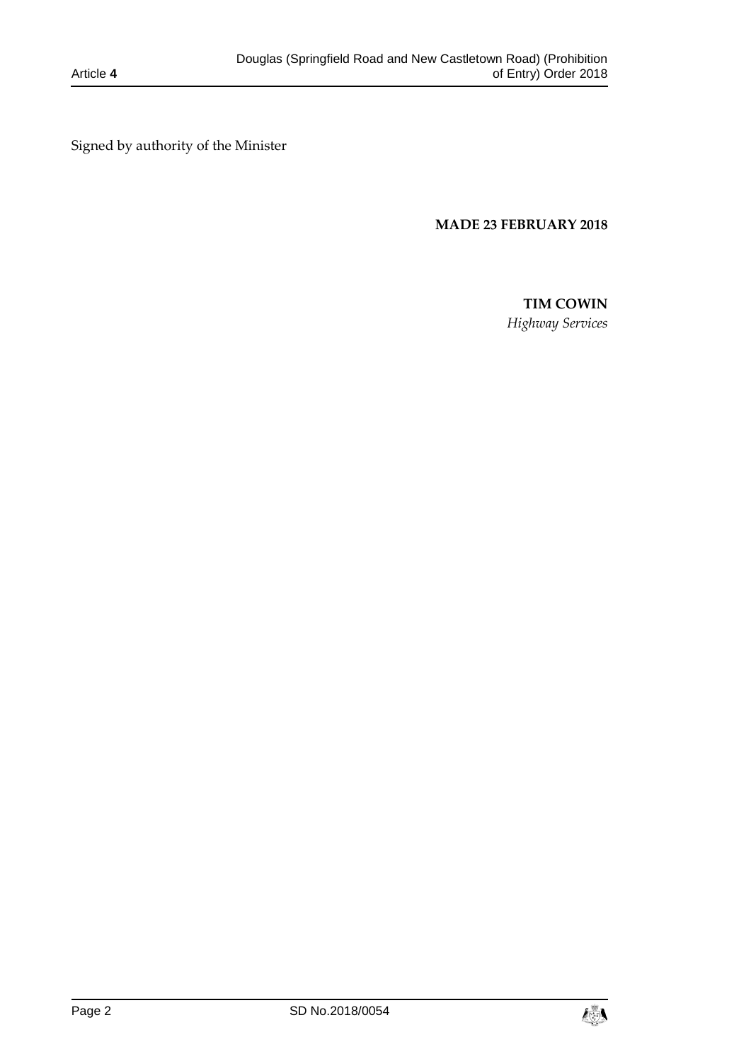Signed by authority of the Minister

**MADE 23 FEBRUARY 2018**

**TIM COWIN**
*Highway Services*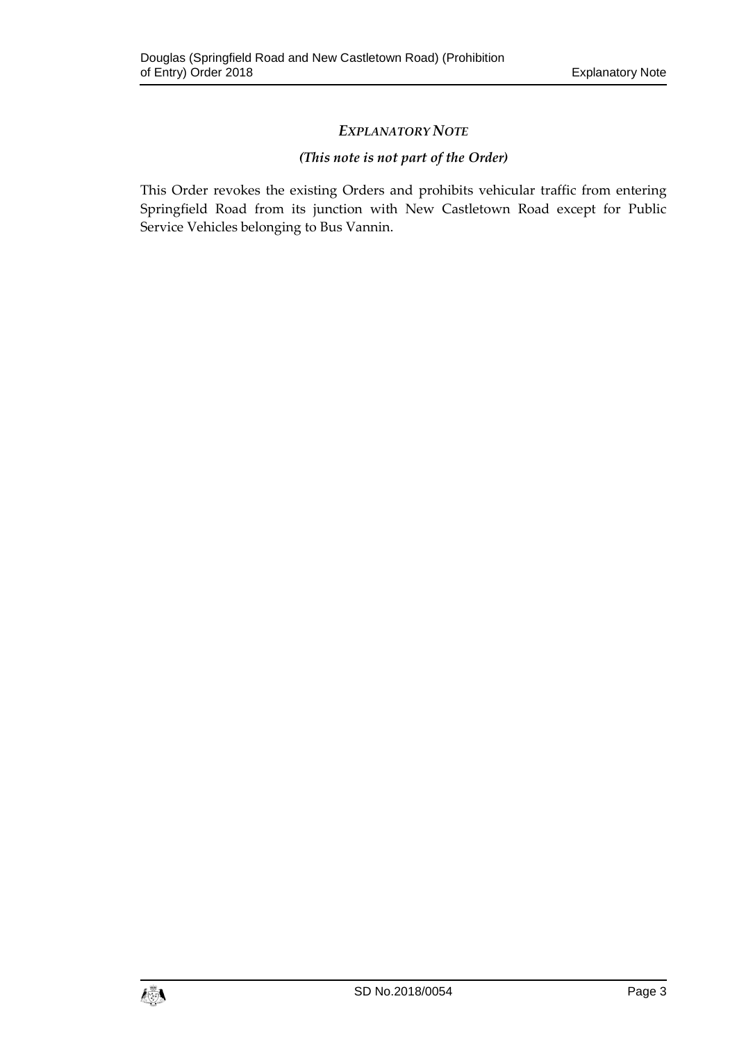## *EXPLANATORY NOTE*

***(This note is not part of the Order)***

This Order revokes the existing Orders and prohibits vehicular traffic from entering Springfield Road from its junction with New Castletown Road except for Public Service Vehicles belonging to Bus Vannin.